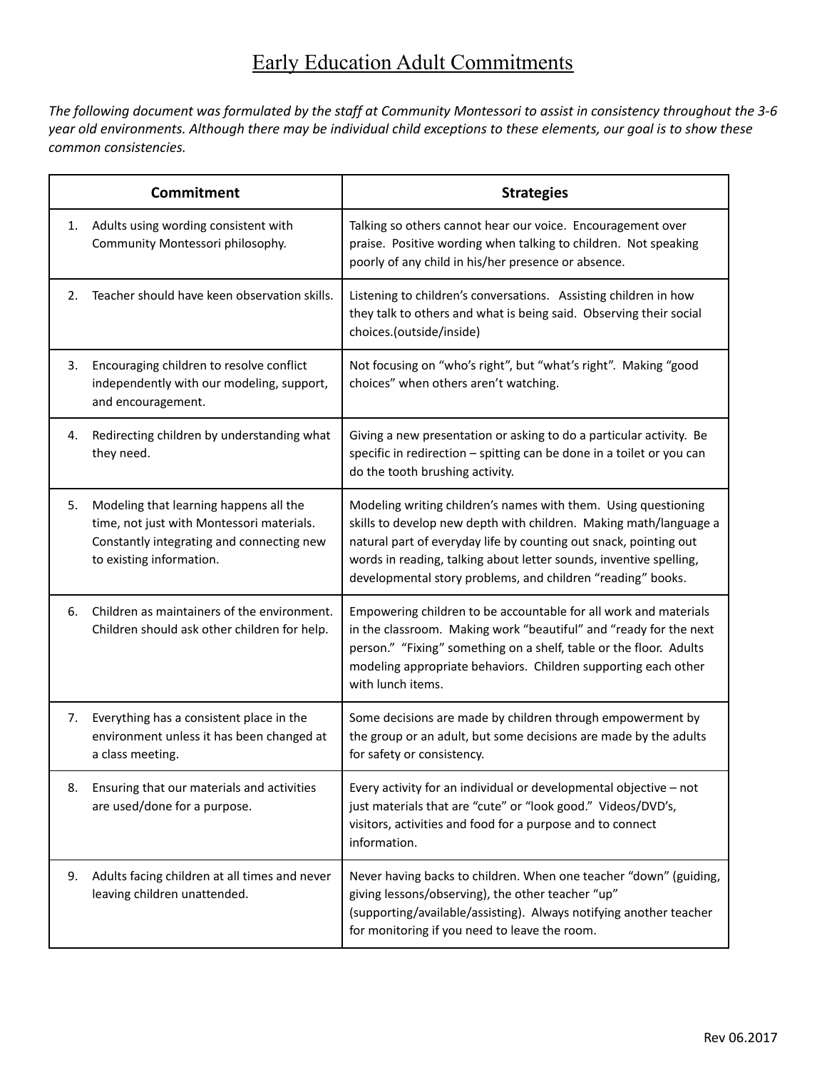# Early Education Adult Commitments

*The following document was formulated by the staff at Community Montessori to assist in consistency throughout the 3-6 year old environments. Although there may be individual child exceptions to these elements, our goal is to show these common consistencies.*

| Commitment | Strategies |
|---|---|
| 1. Adults using wording consistent with Community Montessori philosophy. | Talking so others cannot hear our voice. Encouragement over praise. Positive wording when talking to children. Not speaking poorly of any child in his/her presence or absence. |
| 2. Teacher should have keen observation skills. | Listening to children's conversations. Assisting children in how they talk to others and what is being said. Observing their social choices.(outside/inside) |
| 3. Encouraging children to resolve conflict independently with our modeling, support, and encouragement. | Not focusing on "who's right", but "what's right". Making "good choices" when others aren't watching. |
| 4. Redirecting children by understanding what they need. | Giving a new presentation or asking to do a particular activity. Be specific in redirection – spitting can be done in a toilet or you can do the tooth brushing activity. |
| 5. Modeling that learning happens all the time, not just with Montessori materials. Constantly integrating and connecting new to existing information. | Modeling writing children's names with them. Using questioning skills to develop new depth with children. Making math/language a natural part of everyday life by counting out snack, pointing out words in reading, talking about letter sounds, inventive spelling, developmental story problems, and children "reading" books. |
| 6. Children as maintainers of the environment. Children should ask other children for help. | Empowering children to be accountable for all work and materials in the classroom. Making work "beautiful" and "ready for the next person." "Fixing" something on a shelf, table or the floor. Adults modeling appropriate behaviors. Children supporting each other with lunch items. |
| 7. Everything has a consistent place in the environment unless it has been changed at a class meeting. | Some decisions are made by children through empowerment by the group or an adult, but some decisions are made by the adults for safety or consistency. |
| 8. Ensuring that our materials and activities are used/done for a purpose. | Every activity for an individual or developmental objective – not just materials that are "cute" or "look good." Videos/DVD's, visitors, activities and food for a purpose and to connect information. |
| 9. Adults facing children at all times and never leaving children unattended. | Never having backs to children. When one teacher "down" (guiding, giving lessons/observing), the other teacher "up" (supporting/available/assisting). Always notifying another teacher for monitoring if you need to leave the room. |

Rev 06.2017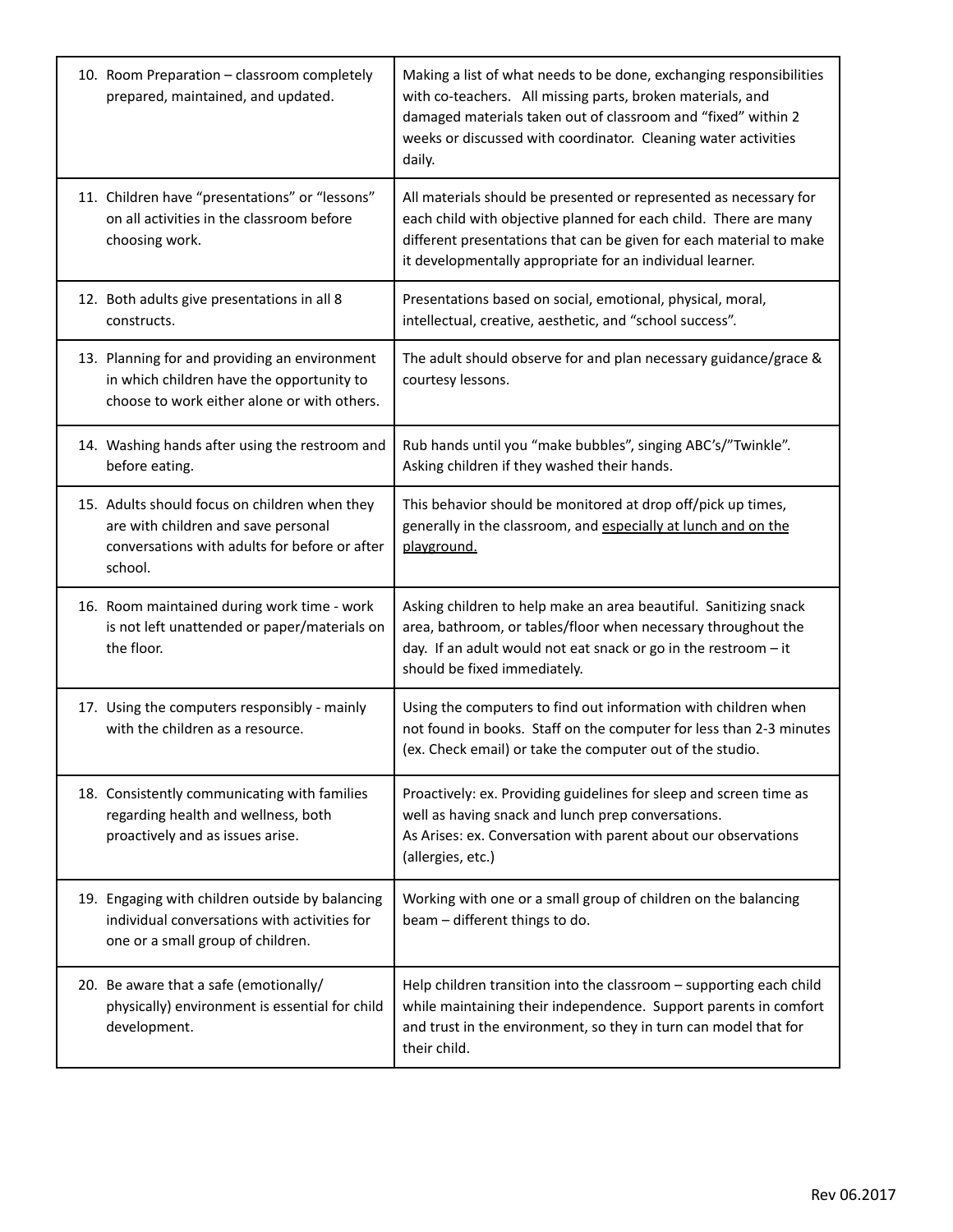| | |
|---|---|
| 10. Room Preparation – classroom completely prepared, maintained, and updated. | Making a list of what needs to be done, exchanging responsibilities with co-teachers. All missing parts, broken materials, and damaged materials taken out of classroom and "fixed" within 2 weeks or discussed with coordinator. Cleaning water activities daily. |
| 11. Children have "presentations" or "lessons" on all activities in the classroom before choosing work. | All materials should be presented or represented as necessary for each child with objective planned for each child. There are many different presentations that can be given for each material to make it developmentally appropriate for an individual learner. |
| 12. Both adults give presentations in all 8 constructs. | Presentations based on social, emotional, physical, moral, intellectual, creative, aesthetic, and "school success". |
| 13. Planning for and providing an environment in which children have the opportunity to choose to work either alone or with others. | The adult should observe for and plan necessary guidance/grace & courtesy lessons. |
| 14. Washing hands after using the restroom and before eating. | Rub hands until you "make bubbles", singing ABC's/"Twinkle". Asking children if they washed their hands. |
| 15. Adults should focus on children when they are with children and save personal conversations with adults for before or after school. | This behavior should be monitored at drop off/pick up times, generally in the classroom, and <u>especially at lunch and on the playground.</u> |
| 16. Room maintained during work time - work is not left unattended or paper/materials on the floor. | Asking children to help make an area beautiful. Sanitizing snack area, bathroom, or tables/floor when necessary throughout the day. If an adult would not eat snack or go in the restroom – it should be fixed immediately. |
| 17. Using the computers responsibly - mainly with the children as a resource. | Using the computers to find out information with children when not found in books. Staff on the computer for less than 2-3 minutes (ex. Check email) or take the computer out of the studio. |
| 18. Consistently communicating with families regarding health and wellness, both proactively and as issues arise. | Proactively: ex. Providing guidelines for sleep and screen time as well as having snack and lunch prep conversations. As Arises: ex. Conversation with parent about our observations (allergies, etc.) |
| 19. Engaging with children outside by balancing individual conversations with activities for one or a small group of children. | Working with one or a small group of children on the balancing beam – different things to do. |
| 20. Be aware that a safe (emotionally/ physically) environment is essential for child development. | Help children transition into the classroom – supporting each child while maintaining their independence. Support parents in comfort and trust in the environment, so they in turn can model that for their child. |

Rev 06.2017